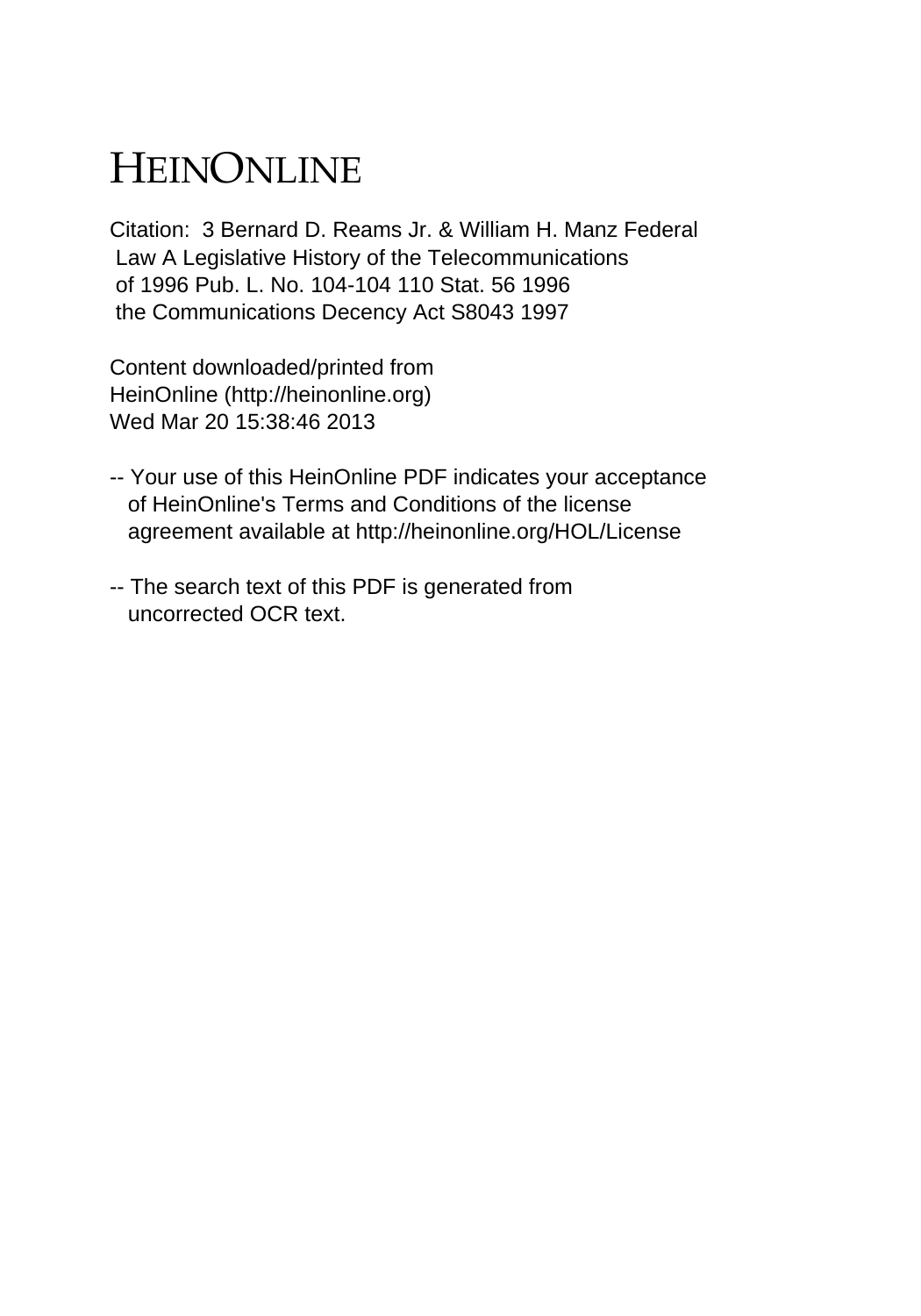# HEINONLINE

Citation: 3 Bernard D. Reams Jr. & William H. Manz Federal Law A Legislative History of the Telecommunications of 1996 Pub. L. No. 104-104 110 Stat. 56 1996 the Communications Decency Act S8043 1997

Content downloaded/printed from HeinOnline (http://heinonline.org) Wed Mar 20 15:38:46 2013

-- Your use of this HeinOnline PDF indicates your acceptance of HeinOnline's Terms and Conditions of the license agreement available at http://heinonline.org/HOL/License

-- The search text of this PDF is generated from uncorrected OCR text.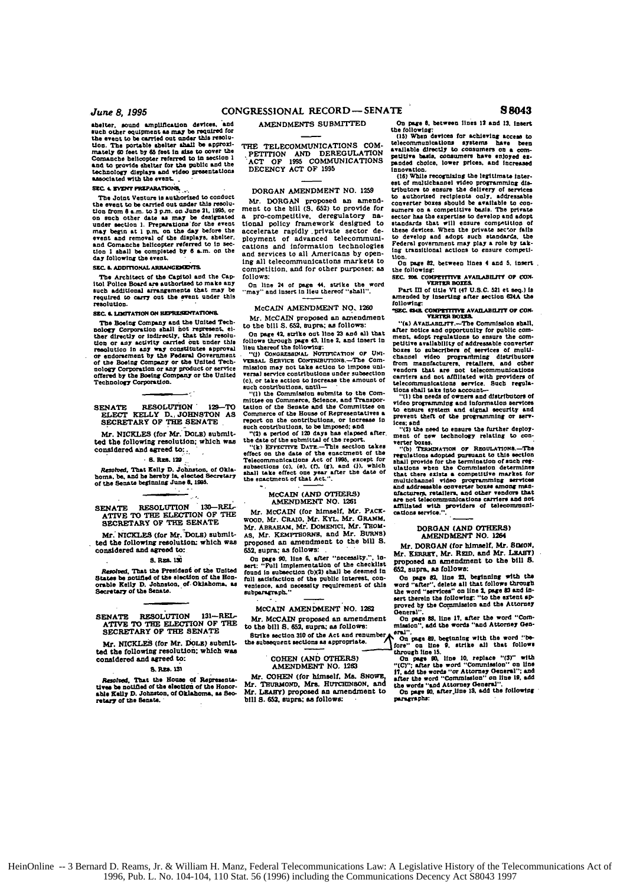shelter, sound amplification devices, and such other equipment as may be required for the event to be carried out under this resolution. The portable shelter shall be approximately 60 feet by 65 feet in size to cover the Comanche helicopter referred to in section 1 and to provide shelter for the public and the technology displays and video presentations associated with the event.

**SEC. 4. EVENT PREPARATIONS.**

The Joint Venture is authorized to conduct the event to be carried out under this resolution from 8 a.m. to 3 p.m. on June 21, 1995, or on such other date as may be designated under section 1. Preparations for the event may begin at 1 p.m. on the day before the event and removal of the displays, shelter, and Comanche helicopter referred to in section 1 shall be completed by 6 a.m. on the day following the event.

**SEC. 5. ADDITIONAL ARRANGEMENTS.**

The Architect of the Capitol and the Capitol Police Board are authorized to make any such additional arrangements that may be required to carry out the event under this resolution.

**SEC. 6. LIMITATION ON REPRESENTATIONS.**

The Boeing Company and the United Technology Corporation shall not represent, either directly or indirectly, that this resolution or any activity carried out under this resolution in any way constitutes approval or endorsement by the Federal Government of the Boeing Company or the United Technology Corporation or any product or service offered by the Boeing Company or the United Technology Corporation.

## SENATE RESOLUTION 129—TO ELECT KELLY D. JOHNSTON AS SECRETARY OF THE SENATE

Mr. NICKLES (for Mr. DOLE) submitted the following resolution; which was considered and agreed to:

S. RES. 129

*Resolved*, That Kelly D. Johnston, of Oklahoma, be, and he hereby is, elected Secretary of the Senate beginning June 8, 1995.

## SENATE RESOLUTION 130—RELATIVE TO THE ELECTION OF THE SECRETARY OF THE SENATE

Mr. NICKLES (for Mr. DOLE) submitted the following resolution; which was considered and agreed to:

S. RES. 130

*Resolved*, That the President of the United States be notified of the election of the Honorable Kelly D. Johnston, of Oklahoma, as Secretary of the Senate.

## SENATE RESOLUTION 131—RELATIVE TO THE ELECTION OF THE SECRETARY OF THE SENATE

Mr. NICKLES (for Mr. DOLE) submitted the following resolution; which was considered and agreed to:

S. RES. 131

*Resolved*, That the House of Representatives be notified of the election of the Honorable Kelly D. Johnston, of Oklahoma, as Secretary of the Senate.

# AMENDMENTS SUBMITTED

## THE TELECOMMUNICATIONS COMPETITION AND DEREGULATION ACT OF 1995 COMMUNICATIONS DECENCY ACT OF 1995

### DORGAN AMENDMENT NO. 1259

Mr. DORGAN proposed an amendment to the bill (S. 652) to provide for a pro-competitive, deregulatory national policy framework designed to accelerate rapidly private sector deployment of advanced telecommunications and information technologies and services to all Americans by opening all telecommunications markets to competition, and for other purposes; as follows:

On line 24 of page 44, strike the word "may" and insert in lieu thereof "shall".

### McCAIN AMENDMENT NO. 1260

Mr. McCAIN proposed an amendment to the bill S. 652, supra; as follows:

On page 42, strike out line 23 and all that follows through page 43, line 2, and insert in lieu thereof the following:

"(j) CONGRESSIONAL NOTIFICATION OF UNIVERSAL SERVICE CONTRIBUTIONS.—The Commission may not take action to impose universal service contributions under subsection (c), or take action to increase the amount of such contributions, until—

"(1) the Commission submits to the Committee on Commerce, Science, and Transportation of the Senate and the Committee on Commerce of the House of Representatives a report on the contributions, or increase in such contributions, to be imposed; and

"(2) a period of 120 days has elapsed after the date of the submittal of the report.

"(k) EFFECTIVE DATE.—This section takes effect on the date of the enactment of the Telecommunications Act of 1995, except for subsections (c), (e), (f), (g), and (j), which shall take effect one year after the date of the enactment of that Act.".

### McCAIN (AND OTHERS) AMENDMENT NO. 1261

Mr. McCAIN (for himself, Mr. PACKWOOD, Mr. CRAIG, Mr. KYL, Mr. GRAMM, Mr. ABRAHAM, Mr. DOMENICI, Mr. THOMAS, Mr. KEMPTHORNE, and Mr. BURNS) proposed an amendment to the bill S. 652, supra; as follows:

On page 90, line 6, after "necessity.", insert: "Full implementation of the checklist found in subsection (b)(2) shall be deemed in full satisfaction of the public interest, convenience, and necessity requirement of this subparagraph."

### McCAIN AMENDMENT NO. 1262

Mr. McCAIN proposed an amendment to the bill S. 652, supra; as follows:

Strike section 310 of the Act and renumber the subsequent sections as appropriate.

### COHEN (AND OTHERS) AMENDMENT NO. 1263

Mr. COHEN (for himself, Ms. SNOWE, Mr. THURMOND, Mrs. HUTCHINSON, and Mr. LEAHY) proposed an amendment to the bill S. 652, supra; as follows:

On page 8, between lines 12 and 13, insert the following:

(15) When devices for achieving access to telecommunications systems have been available directly to consumers on a competitive basis, consumers have enjoyed expanded choice, lower prices, and increased innovation.

(16) While recognizing the legitimate interest of multichannel video programming distributors to ensure the delivery of services to authorized recipients only, addressable converter boxes should be available to consumers on a competitive basis. The private sector has the expertise to develop and adopt standards that will ensure competition of these devices. When the private sector fails to develop and adopt such standards, the Federal government may play a role by taking transitional actions to ensure competition.

On page 82, between lines 4 and 5, insert the following:

**SEC. 208. COMPETITIVE AVAILABILITY OF CONVERTER BOXES.**

Part III of title VI (47 U.S.C. 521 et seq.) is amended by inserting after section 624A the following:

**"SEC. 624B. COMPETITIVE AVAILABILITY OF CONVERTER BOXES.**

"(a) AVAILABILITY.—The Commission shall, after notice and opportunity for public comment, adopt regulations to ensure the competitive availability of addressable converter boxes to subscribers of services of multichannel video programming distributors from manufacturers, retailers, and other vendors that are not telecommunications carriers and not affiliated with providers of telecommunications service. Such regulations shall take into account—

"(1) the needs of owners and distributors of video programming and information services to ensure system and signal security and prevent theft of the programming or services; and

"(2) the need to ensure the further deployment of new technology relating to converter boxes.

"(b) TERMINATION OF REGULATIONS.—The regulations adopted pursuant to this section shall provide for the termination of such regulations when the Commission determines that there exists a competitive market for multichannel video programming services and addressable converter boxes among manufacturers, retailers, and other vendors that are not telecommunications carriers and not affiliated with providers of telecommunications service.".

### DORGAN (AND OTHERS) AMENDMENT NO. 1264

Mr. DORGAN (for himself, Mr. SIMON, Mr. KERREY, Mr. REID, and Mr. LEAHY) proposed an amendment to the bill S. 652, supra, as follows:

On page 82, line 23, beginning with the word "after", delete all that follows through the word "services" on line 2, page 83 and insert therein the following: "to the extent approved by the Commission and the Attorney General".

On page 88, line 17, after the word "Commission", add the words "and Attorney General".

On page 89, beginning with the word "before" on line 9, strike all that follows through line 15.

On page 90, line 10, replace "(3)" with "(C)"; after the word "Commission" on line 17, add the words "or Attorney General"; and after the word "Commission" on line 19, add the words "and Attorney General".

On page 90, after line 13, add the following paragraphs:

HeinOnline -- 3 Bernard D. Reams, Jr. & William H. Manz, Federal Telecommunications Law: A Legislative History of the Telecommunications Act of 1996, Pub. L. No. 104-104, 110 Stat. 56 (1996) including the Communications Decency Act S8043 1997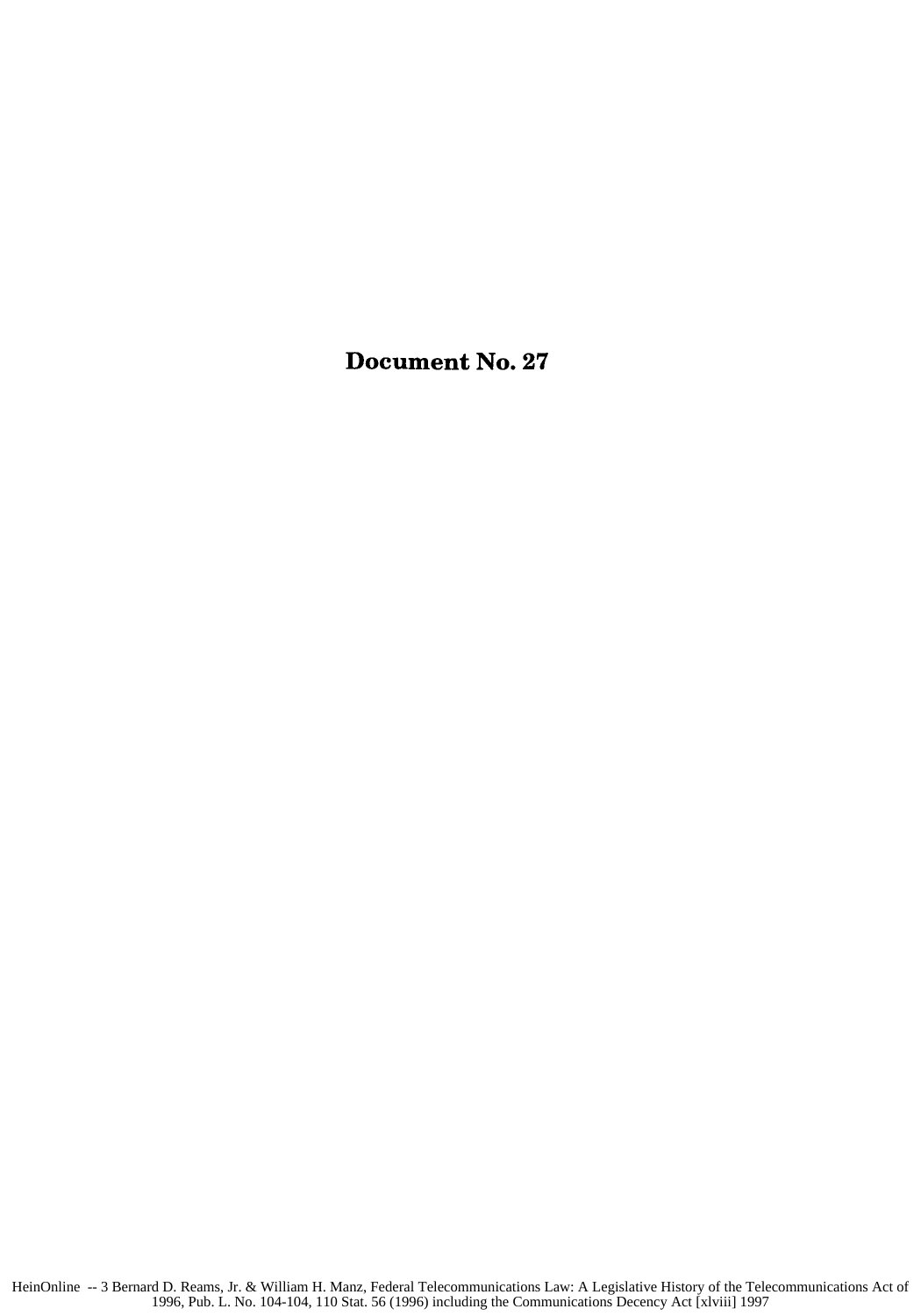# Document No. 27